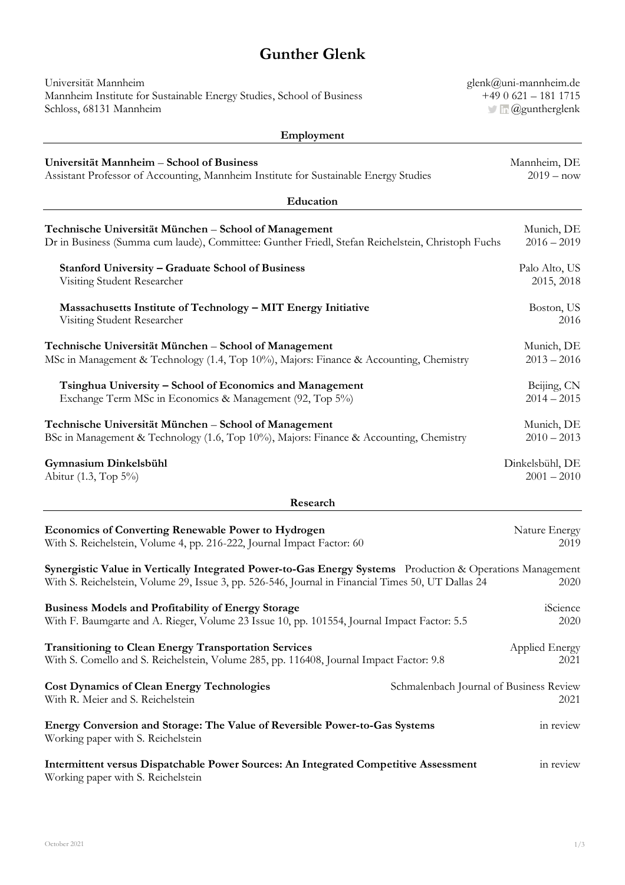# Gunther Glenk

Universität Mannheim
Mannheim Institute for Sustainable Energy Studies, School of Business
Schloss, 68131 Mannheim

glenk@uni-mannheim.de
+49 0 621 – 181 1715
@guntherglenk

## Employment

**Universität Mannheim – School of Business** — Mannheim, DE
Assistant Professor of Accounting, Mannheim Institute for Sustainable Energy Studies — 2019 – now

## Education

**Technische Universität München – School of Management** — Munich, DE
Dr in Business (Summa cum laude), Committee: Gunther Friedl, Stefan Reichelstein, Christoph Fuchs — 2016 – 2019

**Stanford University – Graduate School of Business** — Palo Alto, US
Visiting Student Researcher — 2015, 2018

**Massachusetts Institute of Technology – MIT Energy Initiative** — Boston, US
Visiting Student Researcher — 2016

**Technische Universität München – School of Management** — Munich, DE
MSc in Management & Technology (1.4, Top 10%), Majors: Finance & Accounting, Chemistry — 2013 – 2016

**Tsinghua University – School of Economics and Management** — Beijing, CN
Exchange Term MSc in Economics & Management (92, Top 5%) — 2014 – 2015

**Technische Universität München – School of Management** — Munich, DE
BSc in Management & Technology (1.6, Top 10%), Majors: Finance & Accounting, Chemistry — 2010 – 2013

**Gymnasium Dinkelsbühl** — Dinkelsbühl, DE
Abitur (1.3, Top 5%) — 2001 – 2010

## Research

**Economics of Converting Renewable Power to Hydrogen** — Nature Energy
With S. Reichelstein, Volume 4, pp. 216-222, Journal Impact Factor: 60 — 2019

**Synergistic Value in Vertically Integrated Power-to-Gas Energy Systems** — Production & Operations Management
With S. Reichelstein, Volume 29, Issue 3, pp. 526-546, Journal in Financial Times 50, UT Dallas 24 — 2020

**Business Models and Profitability of Energy Storage** — iScience
With F. Baumgarte and A. Rieger, Volume 23 Issue 10, pp. 101554, Journal Impact Factor: 5.5 — 2020

**Transitioning to Clean Energy Transportation Services** — Applied Energy
With S. Comello and S. Reichelstein, Volume 285, pp. 116408, Journal Impact Factor: 9.8 — 2021

**Cost Dynamics of Clean Energy Technologies** — Schmalenbach Journal of Business Review
With R. Meier and S. Reichelstein — 2021

**Energy Conversion and Storage: The Value of Reversible Power-to-Gas Systems** — in review
Working paper with S. Reichelstein

**Intermittent versus Dispatchable Power Sources: An Integrated Competitive Assessment** — in review
Working paper with S. Reichelstein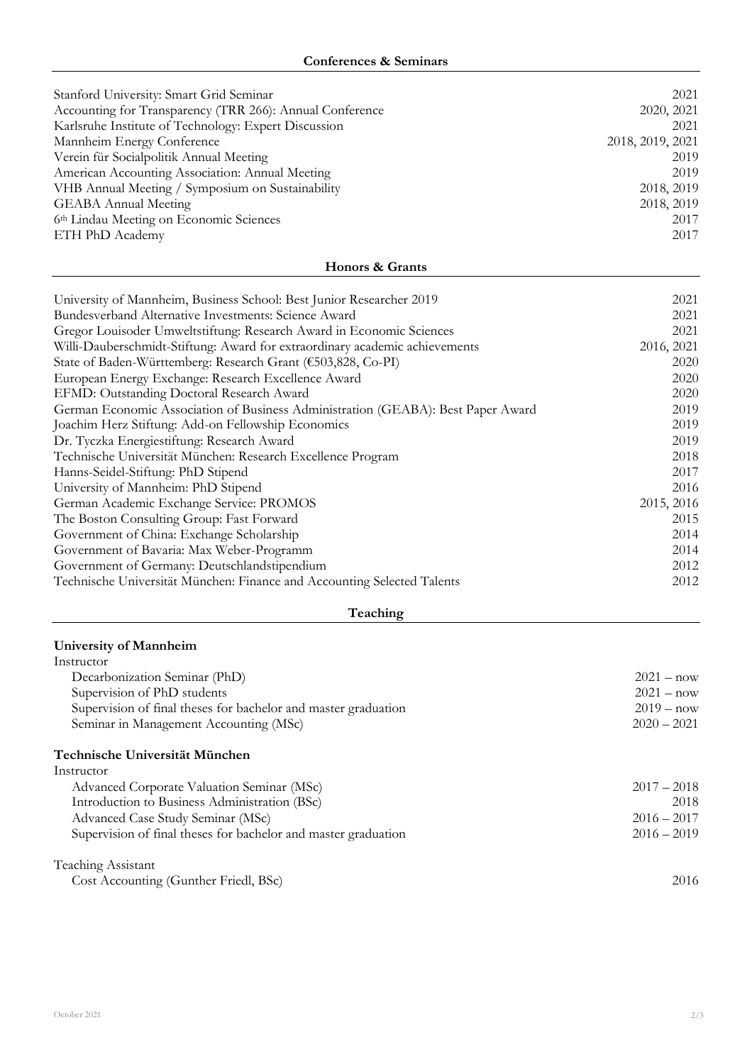## Conferences & Seminars

| | |
|---|---|
| Stanford University: Smart Grid Seminar | 2021 |
| Accounting for Transparency (TRR 266): Annual Conference | 2020, 2021 |
| Karlsruhe Institute of Technology: Expert Discussion | 2021 |
| Mannheim Energy Conference | 2018, 2019, 2021 |
| Verein für Socialpolitik Annual Meeting | 2019 |
| American Accounting Association: Annual Meeting | 2019 |
| VHB Annual Meeting / Symposium on Sustainability | 2018, 2019 |
| GEABA Annual Meeting | 2018, 2019 |
| 6th Lindau Meeting on Economic Sciences | 2017 |
| ETH PhD Academy | 2017 |

## Honors & Grants

| | |
|---|---|
| University of Mannheim, Business School: Best Junior Researcher 2019 | 2021 |
| Bundesverband Alternative Investments: Science Award | 2021 |
| Gregor Louisoder Umweltstiftung: Research Award in Economic Sciences | 2021 |
| Willi-Dauberschmidt-Stiftung: Award for extraordinary academic achievements | 2016, 2021 |
| State of Baden-Württemberg: Research Grant (€503,828, Co-PI) | 2020 |
| European Energy Exchange: Research Excellence Award | 2020 |
| EFMD: Outstanding Doctoral Research Award | 2020 |
| German Economic Association of Business Administration (GEABA): Best Paper Award | 2019 |
| Joachim Herz Stiftung: Add-on Fellowship Economics | 2019 |
| Dr. Tyczka Energiestiftung: Research Award | 2019 |
| Technische Universität München: Research Excellence Program | 2018 |
| Hanns-Seidel-Stiftung: PhD Stipend | 2017 |
| University of Mannheim: PhD Stipend | 2016 |
| German Academic Exchange Service: PROMOS | 2015, 2016 |
| The Boston Consulting Group: Fast Forward | 2015 |
| Government of China: Exchange Scholarship | 2014 |
| Government of Bavaria: Max Weber-Programm | 2014 |
| Government of Germany: Deutschlandstipendium | 2012 |
| Technische Universität München: Finance and Accounting Selected Talents | 2012 |

## Teaching

### University of Mannheim

Instructor

| | |
|---|---|
| Decarbonization Seminar (PhD) | 2021 – now |
| Supervision of PhD students | 2021 – now |
| Supervision of final theses for bachelor and master graduation | 2019 – now |
| Seminar in Management Accounting (MSc) | 2020 – 2021 |

### Technische Universität München

Instructor

| | |
|---|---|
| Advanced Corporate Valuation Seminar (MSc) | 2017 – 2018 |
| Introduction to Business Administration (BSc) | 2018 |
| Advanced Case Study Seminar (MSc) | 2016 – 2017 |
| Supervision of final theses for bachelor and master graduation | 2016 – 2019 |

Teaching Assistant

| | |
|---|---|
| Cost Accounting (Gunther Friedl, BSc) | 2016 |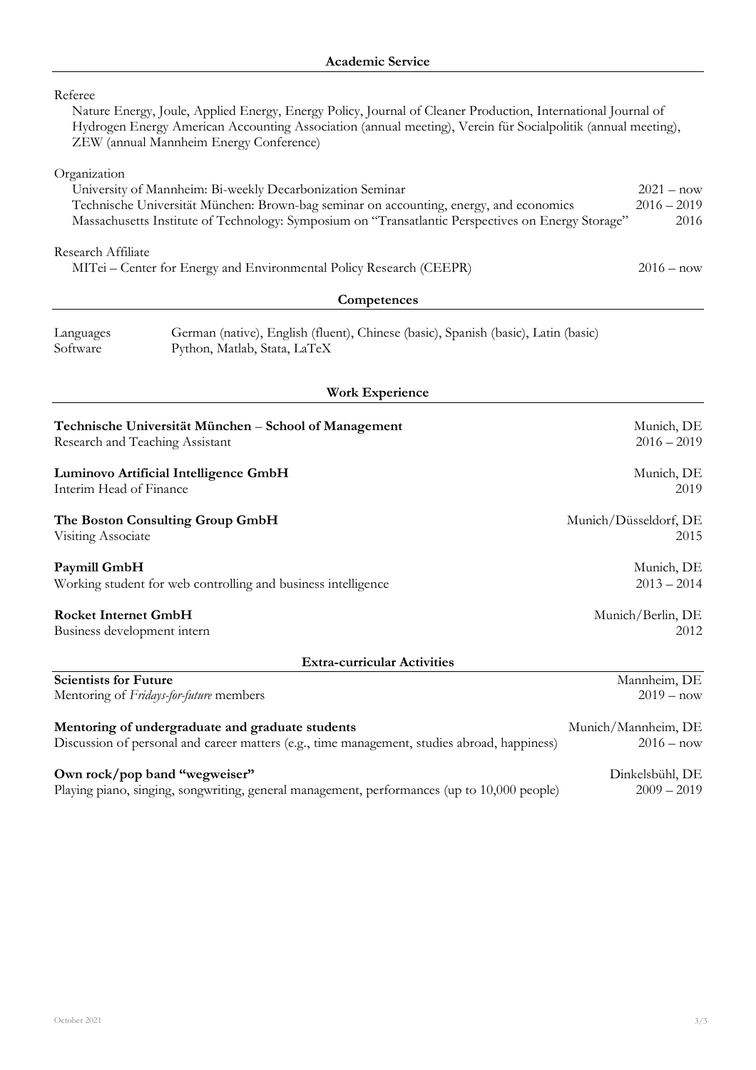## Academic Service

Referee

Nature Energy, Joule, Applied Energy, Energy Policy, Journal of Cleaner Production, International Journal of Hydrogen Energy American Accounting Association (annual meeting), Verein für Socialpolitik (annual meeting), ZEW (annual Mannheim Energy Conference)

Organization

University of Mannheim: Bi-weekly Decarbonization Seminar — 2021 – now

Technische Universität München: Brown-bag seminar on accounting, energy, and economics — 2016 – 2019

Massachusetts Institute of Technology: Symposium on "Transatlantic Perspectives on Energy Storage" — 2016

Research Affiliate

MITei – Center for Energy and Environmental Policy Research (CEEPR) — 2016 – now

## Competences

| | |
|---|---|
| Languages | German (native), English (fluent), Chinese (basic), Spanish (basic), Latin (basic) |
| Software | Python, Matlab, Stata, LaTeX |

## Work Experience

**Technische Universität München – School of Management** — Munich, DE
Research and Teaching Assistant — 2016 – 2019

**Luminovo Artificial Intelligence GmbH** — Munich, DE
Interim Head of Finance — 2019

**The Boston Consulting Group GmbH** — Munich/Düsseldorf, DE
Visiting Associate — 2015

**Paymill GmbH** — Munich, DE
Working student for web controlling and business intelligence — 2013 – 2014

**Rocket Internet GmbH** — Munich/Berlin, DE
Business development intern — 2012

## Extra-curricular Activities

**Scientists for Future** — Mannheim, DE
Mentoring of *Fridays-for-future* members — 2019 – now

**Mentoring of undergraduate and graduate students** — Munich/Mannheim, DE
Discussion of personal and career matters (e.g., time management, studies abroad, happiness) — 2016 – now

**Own rock/pop band "wegweiser"** — Dinkelsbühl, DE
Playing piano, singing, songwriting, general management, performances (up to 10,000 people) — 2009 – 2019